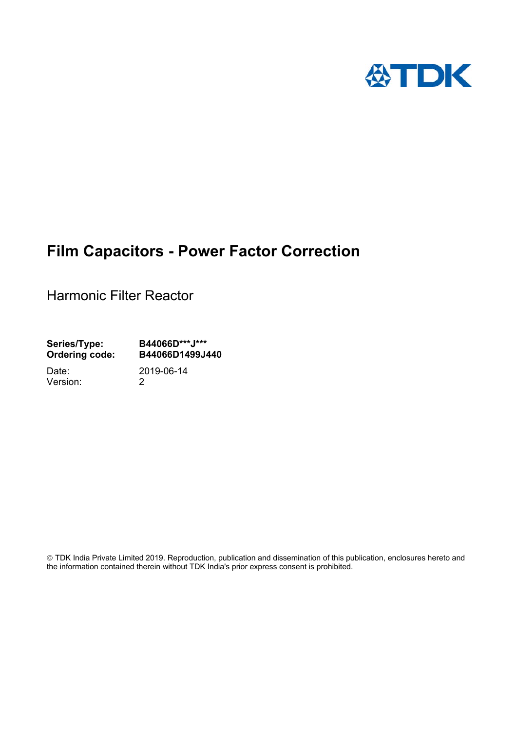# Film Capacitors - Power Factor Correction

Harmonic Filter Reactor

**Series/Type:** **B44066D\*\*\*J\*\*\***
**Ordering code:** **B44066D1499J440**

Date: 2019-06-14
Version: 2

© TDK India Private Limited 2019. Reproduction, publication and dissemination of this publication, enclosures hereto and the information contained therein without TDK India's prior express consent is prohibited.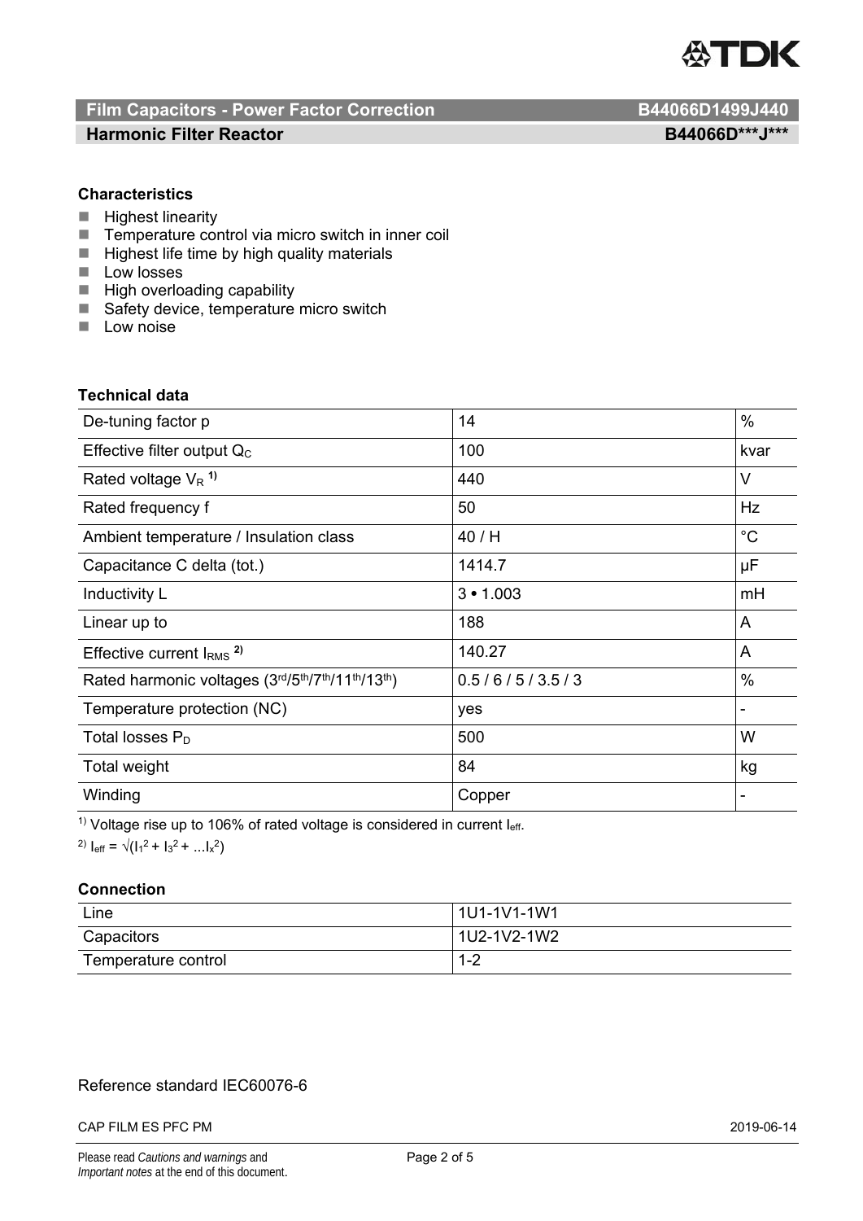## Film Capacitors - Power Factor Correction — B44066D1499J440

### Harmonic Filter Reactor — B44066D***J***

### Characteristics

- Highest linearity
- Temperature control via micro switch in inner coil
- Highest life time by high quality materials
- Low losses
- High overloading capability
- Safety device, temperature micro switch
- Low noise

### Technical data

| | | |
|---|---|---|
| De-tuning factor p | 14 | % |
| Effective filter output $Q_C$ | 100 | kvar |
| Rated voltage $V_R$ [1)] | 440 | V |
| Rated frequency f | 50 | Hz |
| Ambient temperature / Insulation class | 40 / H | °C |
| Capacitance C delta (tot.) | 1414.7 | µF |
| Inductivity L | 3 • 1.003 | mH |
| Linear up to | 188 | A |
| Effective current $I_{RMS}$ [2)] | 140.27 | A |
| Rated harmonic voltages (3rd/5th/7th/11th/13th) | 0.5 / 6 / 5 / 3.5 / 3 | % |
| Temperature protection (NC) | yes | - |
| Total losses $P_D$ | 500 | W |
| Total weight | 84 | kg |
| Winding | Copper | - |

[1)] Voltage rise up to 106% of rated voltage is considered in current $I_{eff}$.

[2)] $I_{eff} = \sqrt{(I_1^2 + I_3^2 + \ldots I_x^2)}$

### Connection

| | |
|---|---|
| Line | 1U1-1V1-1W1 |
| Capacitors | 1U2-1V2-1W2 |
| Temperature control | 1-2 |

Reference standard IEC60076-6

CAP FILM ES PFC PM — 2019-06-14

Please read *Cautions and warnings* and *Important notes* at the end of this document.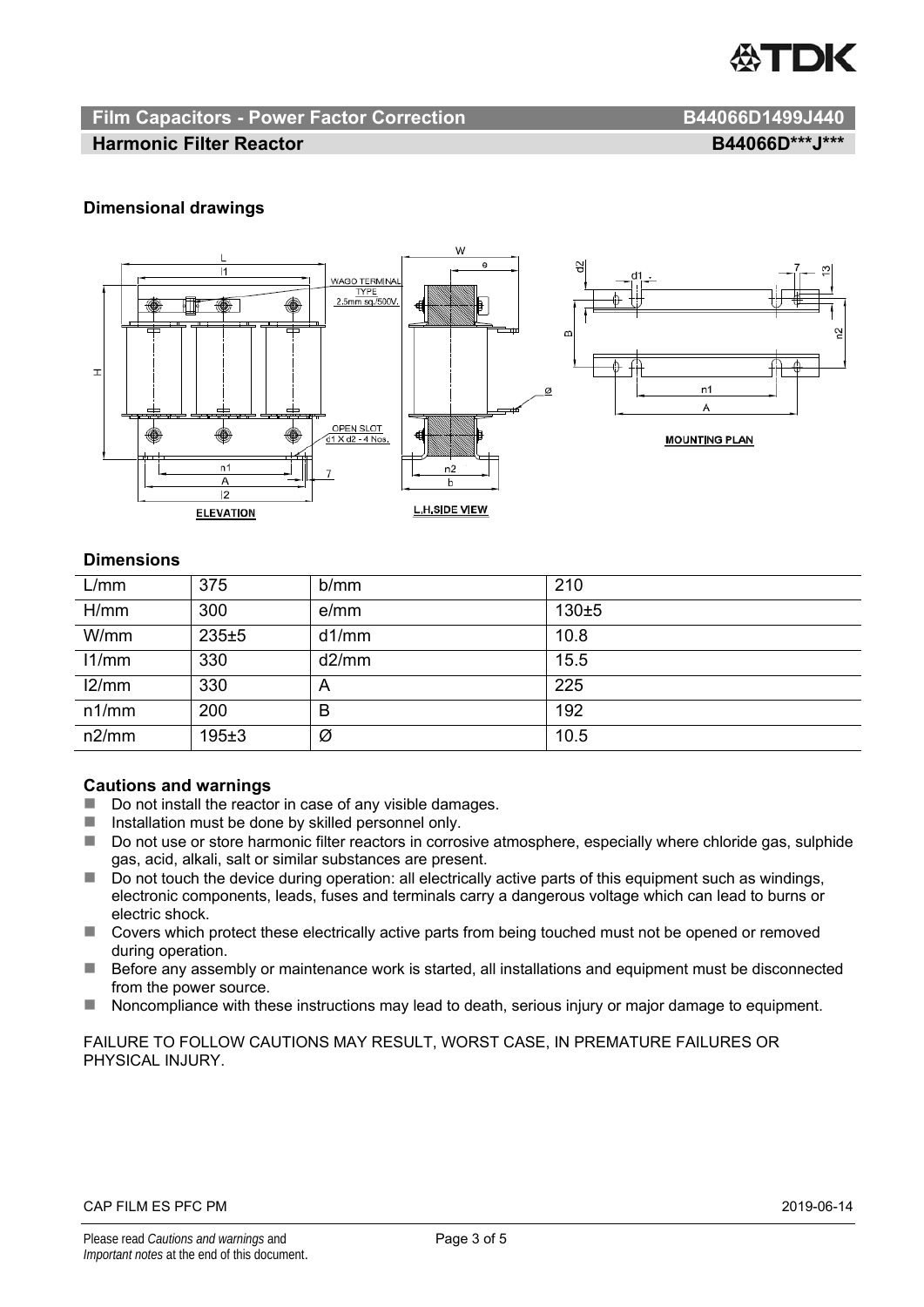## Film Capacitors - Power Factor Correction — B44066D1499J440

## Harmonic Filter Reactor — B44066D\*\*\*J\*\*\*

### Dimensional drawings

### Dimensions

| L/mm | 375 | b/mm | 210 |
|---|---|---|---|
| H/mm | 300 | e/mm | 130±5 |
| W/mm | 235±5 | d1/mm | 10.8 |
| l1/mm | 330 | d2/mm | 15.5 |
| l2/mm | 330 | A | 225 |
| n1/mm | 200 | B | 192 |
| n2/mm | 195±3 | Ø | 10.5 |

### Cautions and warnings

- Do not install the reactor in case of any visible damages.
- Installation must be done by skilled personnel only.
- Do not use or store harmonic filter reactors in corrosive atmosphere, especially where chloride gas, sulphide gas, acid, alkali, salt or similar substances are present.
- Do not touch the device during operation: all electrically active parts of this equipment such as windings, electronic components, leads, fuses and terminals carry a dangerous voltage which can lead to burns or electric shock.
- Covers which protect these electrically active parts from being touched must not be opened or removed during operation.
- Before any assembly or maintenance work is started, all installations and equipment must be disconnected from the power source.
- Noncompliance with these instructions may lead to death, serious injury or major damage to equipment.

FAILURE TO FOLLOW CAUTIONS MAY RESULT, WORST CASE, IN PREMATURE FAILURES OR PHYSICAL INJURY.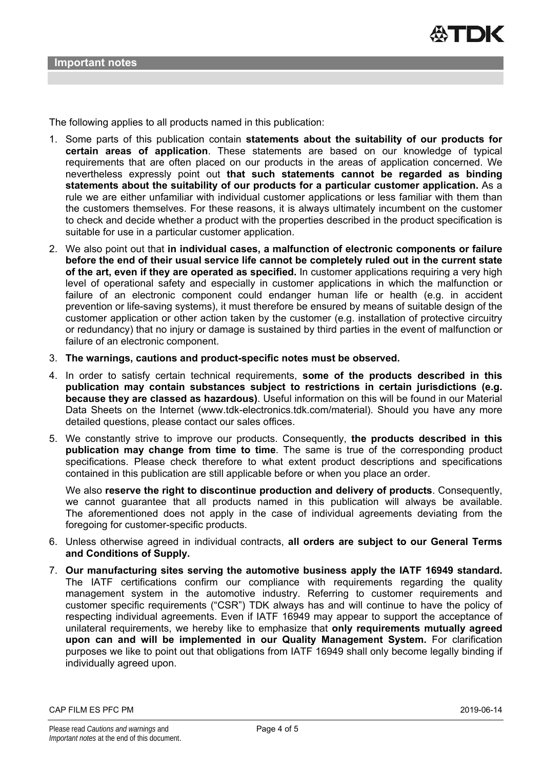## Important notes

The following applies to all products named in this publication:

1. Some parts of this publication contain **statements about the suitability of our products for certain areas of application**. These statements are based on our knowledge of typical requirements that are often placed on our products in the areas of application concerned. We nevertheless expressly point out **that such statements cannot be regarded as binding statements about the suitability of our products for a particular customer application.** As a rule we are either unfamiliar with individual customer applications or less familiar with them than the customers themselves. For these reasons, it is always ultimately incumbent on the customer to check and decide whether a product with the properties described in the product specification is suitable for use in a particular customer application.
2. We also point out that **in individual cases, a malfunction of electronic components or failure before the end of their usual service life cannot be completely ruled out in the current state of the art, even if they are operated as specified.** In customer applications requiring a very high level of operational safety and especially in customer applications in which the malfunction or failure of an electronic component could endanger human life or health (e.g. in accident prevention or life-saving systems), it must therefore be ensured by means of suitable design of the customer application or other action taken by the customer (e.g. installation of protective circuitry or redundancy) that no injury or damage is sustained by third parties in the event of malfunction or failure of an electronic component.
3. **The warnings, cautions and product-specific notes must be observed.**
4. In order to satisfy certain technical requirements, **some of the products described in this publication may contain substances subject to restrictions in certain jurisdictions (e.g. because they are classed as hazardous)**. Useful information on this will be found in our Material Data Sheets on the Internet (www.tdk-electronics.tdk.com/material). Should you have any more detailed questions, please contact our sales offices.
5. We constantly strive to improve our products. Consequently, **the products described in this publication may change from time to time**. The same is true of the corresponding product specifications. Please check therefore to what extent product descriptions and specifications contained in this publication are still applicable before or when you place an order.

   We also **reserve the right to discontinue production and delivery of products**. Consequently, we cannot guarantee that all products named in this publication will always be available. The aforementioned does not apply in the case of individual agreements deviating from the foregoing for customer-specific products.
6. Unless otherwise agreed in individual contracts, **all orders are subject to our General Terms and Conditions of Supply.**
7. **Our manufacturing sites serving the automotive business apply the IATF 16949 standard.** The IATF certifications confirm our compliance with requirements regarding the quality management system in the automotive industry. Referring to customer requirements and customer specific requirements ("CSR") TDK always has and will continue to have the policy of respecting individual agreements. Even if IATF 16949 may appear to support the acceptance of unilateral requirements, we hereby like to emphasize that **only requirements mutually agreed upon can and will be implemented in our Quality Management System.** For clarification purposes we like to point out that obligations from IATF 16949 shall only become legally binding if individually agreed upon.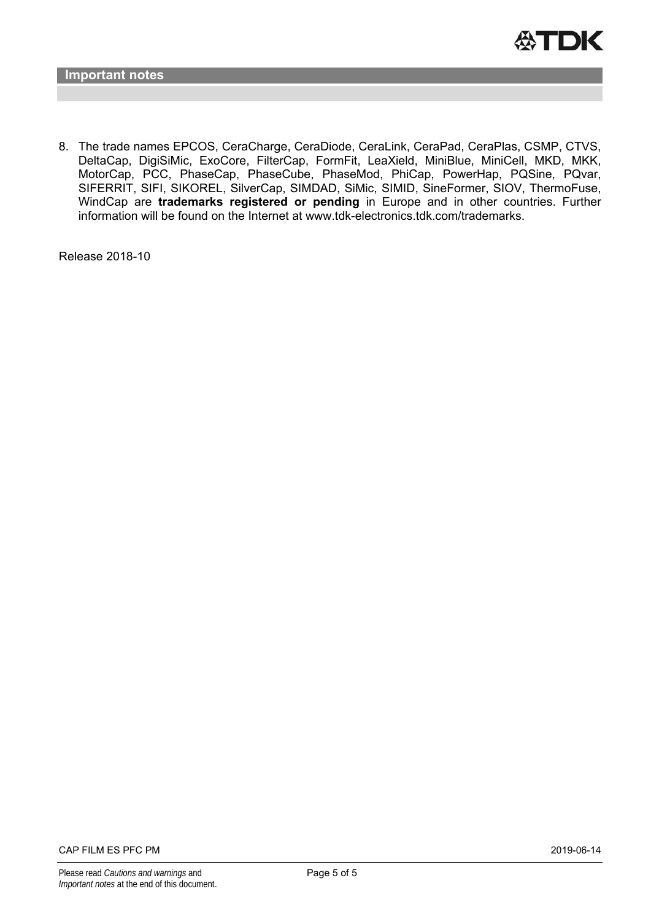## Important notes

8. The trade names EPCOS, CeraCharge, CeraDiode, CeraLink, CeraPad, CeraPlas, CSMP, CTVS, DeltaCap, DigiSiMic, ExoCore, FilterCap, FormFit, LeaXield, MiniBlue, MiniCell, MKD, MKK, MotorCap, PCC, PhaseCap, PhaseCube, PhaseMod, PhiCap, PowerHap, PQSine, PQvar, SIFERRIT, SIFI, SIKOREL, SilverCap, SIMDAD, SiMic, SIMID, SineFormer, SIOV, ThermoFuse, WindCap are **trademarks registered or pending** in Europe and in other countries. Further information will be found on the Internet at www.tdk-electronics.tdk.com/trademarks.

Release 2018-10